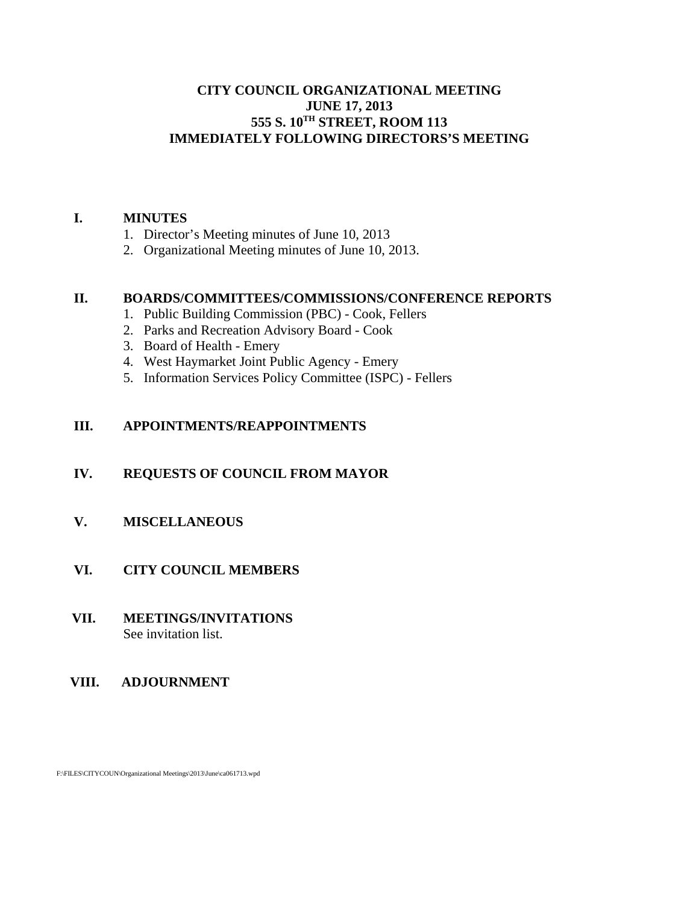# CITY COUNCIL ORGANIZATIONAL MEETING
# JUNE 17, 2013
# 555 S. 10TH STREET, ROOM 113
# IMMEDIATELY FOLLOWING DIRECTORS'S MEETING

## I. MINUTES

1. Director's Meeting minutes of June 10, 2013
2. Organizational Meeting minutes of June 10, 2013.

## II. BOARDS/COMMITTEES/COMMISSIONS/CONFERENCE REPORTS

1. Public Building Commission (PBC) - Cook, Fellers
2. Parks and Recreation Advisory Board - Cook
3. Board of Health - Emery
4. West Haymarket Joint Public Agency - Emery
5. Information Services Policy Committee (ISPC) - Fellers

## III. APPOINTMENTS/REAPPOINTMENTS

## IV. REQUESTS OF COUNCIL FROM MAYOR

## V. MISCELLANEOUS

## VI. CITY COUNCIL MEMBERS

## VII. MEETINGS/INVITATIONS

See invitation list.

## VIII. ADJOURNMENT

F:\FILES\CITYCOUN\Organizational Meetings\2013\June\ca061713.wpd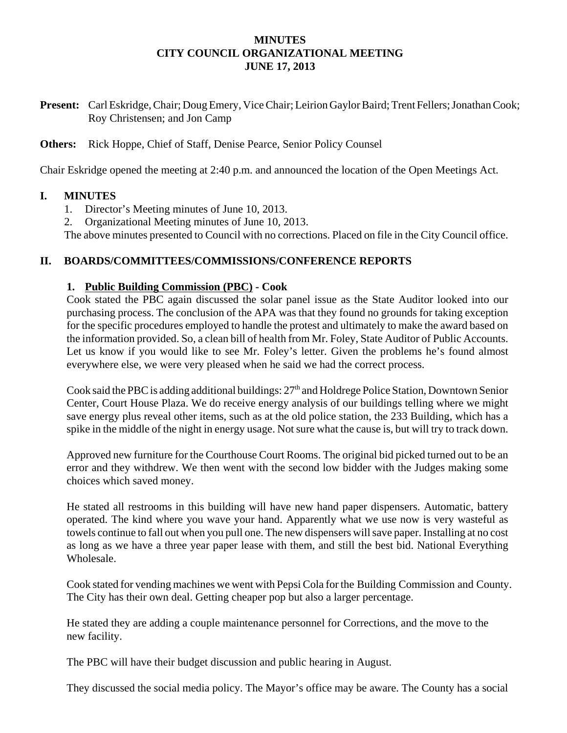**MINUTES**
**CITY COUNCIL ORGANIZATIONAL MEETING**
**JUNE 17, 2013**

**Present:** Carl Eskridge, Chair; Doug Emery, Vice Chair; Leirion Gaylor Baird; Trent Fellers; Jonathan Cook; Roy Christensen; and Jon Camp

**Others:** Rick Hoppe, Chief of Staff, Denise Pearce, Senior Policy Counsel

Chair Eskridge opened the meeting at 2:40 p.m. and announced the location of the Open Meetings Act.

## I. MINUTES

1. Director's Meeting minutes of June 10, 2013.
2. Organizational Meeting minutes of June 10, 2013.

The above minutes presented to Council with no corrections. Placed on file in the City Council office.

## II. BOARDS/COMMITTEES/COMMISSIONS/CONFERENCE REPORTS

### 1. Public Building Commission (PBC) - Cook

Cook stated the PBC again discussed the solar panel issue as the State Auditor looked into our purchasing process. The conclusion of the APA was that they found no grounds for taking exception for the specific procedures employed to handle the protest and ultimately to make the award based on the information provided. So, a clean bill of health from Mr. Foley, State Auditor of Public Accounts. Let us know if you would like to see Mr. Foley's letter. Given the problems he's found almost everywhere else, we were very pleased when he said we had the correct process.

Cook said the PBC is adding additional buildings: 27th and Holdrege Police Station, Downtown Senior Center, Court House Plaza. We do receive energy analysis of our buildings telling where we might save energy plus reveal other items, such as at the old police station, the 233 Building, which has a spike in the middle of the night in energy usage. Not sure what the cause is, but will try to track down.

Approved new furniture for the Courthouse Court Rooms. The original bid picked turned out to be an error and they withdrew. We then went with the second low bidder with the Judges making some choices which saved money.

He stated all restrooms in this building will have new hand paper dispensers. Automatic, battery operated. The kind where you wave your hand. Apparently what we use now is very wasteful as towels continue to fall out when you pull one. The new dispensers will save paper. Installing at no cost as long as we have a three year paper lease with them, and still the best bid. National Everything Wholesale.

Cook stated for vending machines we went with Pepsi Cola for the Building Commission and County. The City has their own deal. Getting cheaper pop but also a larger percentage.

He stated they are adding a couple maintenance personnel for Corrections, and the move to the new facility.

The PBC will have their budget discussion and public hearing in August.

They discussed the social media policy. The Mayor's office may be aware. The County has a social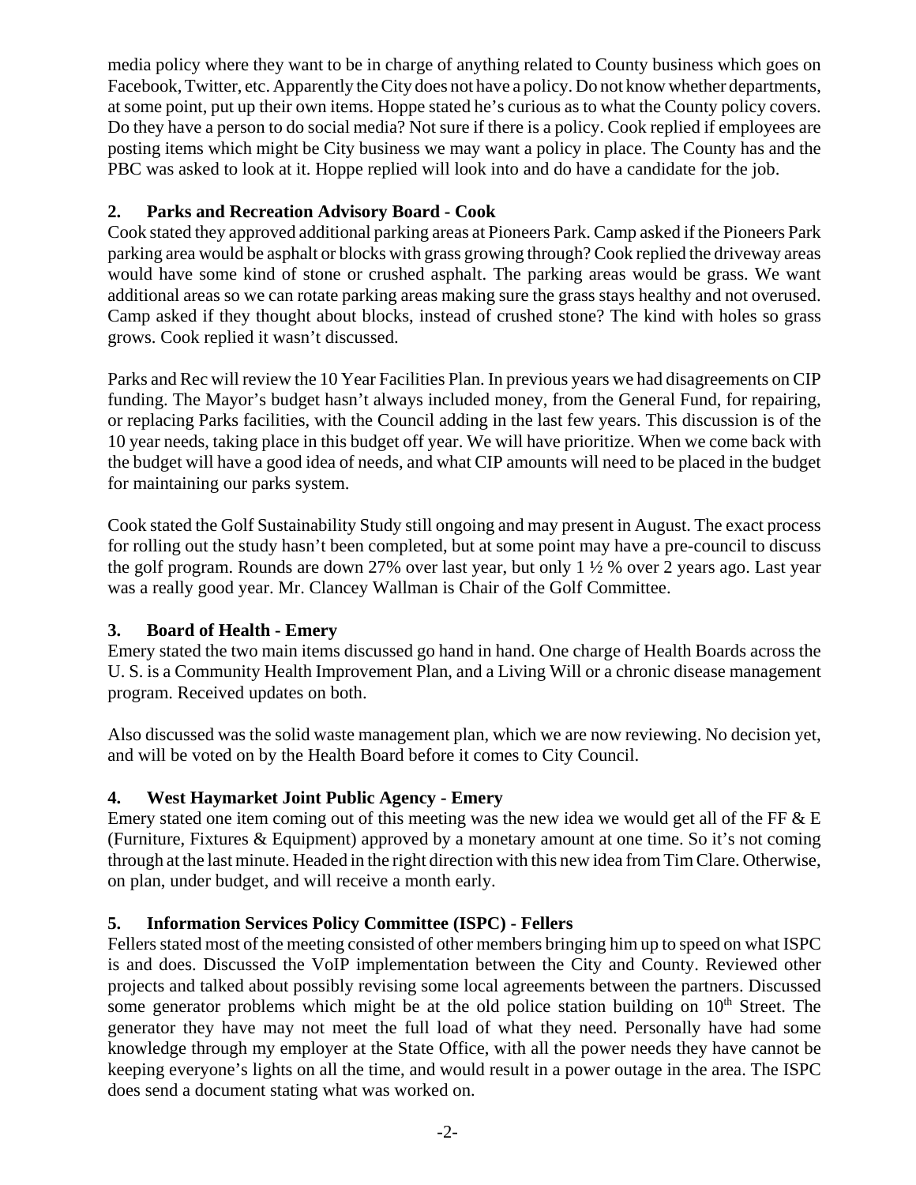media policy where they want to be in charge of anything related to County business which goes on Facebook, Twitter, etc. Apparently the City does not have a policy. Do not know whether departments, at some point, put up their own items. Hoppe stated he's curious as to what the County policy covers. Do they have a person to do social media? Not sure if there is a policy. Cook replied if employees are posting items which might be City business we may want a policy in place. The County has and the PBC was asked to look at it. Hoppe replied will look into and do have a candidate for the job.

**2. Parks and Recreation Advisory Board - Cook**

Cook stated they approved additional parking areas at Pioneers Park. Camp asked if the Pioneers Park parking area would be asphalt or blocks with grass growing through? Cook replied the driveway areas would have some kind of stone or crushed asphalt. The parking areas would be grass. We want additional areas so we can rotate parking areas making sure the grass stays healthy and not overused. Camp asked if they thought about blocks, instead of crushed stone? The kind with holes so grass grows. Cook replied it wasn't discussed.

Parks and Rec will review the 10 Year Facilities Plan. In previous years we had disagreements on CIP funding. The Mayor's budget hasn't always included money, from the General Fund, for repairing, or replacing Parks facilities, with the Council adding in the last few years. This discussion is of the 10 year needs, taking place in this budget off year. We will have prioritize. When we come back with the budget will have a good idea of needs, and what CIP amounts will need to be placed in the budget for maintaining our parks system.

Cook stated the Golf Sustainability Study still ongoing and may present in August. The exact process for rolling out the study hasn't been completed, but at some point may have a pre-council to discuss the golf program. Rounds are down 27% over last year, but only 1 ½ % over 2 years ago. Last year was a really good year. Mr. Clancey Wallman is Chair of the Golf Committee.

**3. Board of Health - Emery**

Emery stated the two main items discussed go hand in hand. One charge of Health Boards across the U. S. is a Community Health Improvement Plan, and a Living Will or a chronic disease management program. Received updates on both.

Also discussed was the solid waste management plan, which we are now reviewing. No decision yet, and will be voted on by the Health Board before it comes to City Council.

**4. West Haymarket Joint Public Agency - Emery**

Emery stated one item coming out of this meeting was the new idea we would get all of the FF & E (Furniture, Fixtures & Equipment) approved by a monetary amount at one time. So it's not coming through at the last minute. Headed in the right direction with this new idea from Tim Clare. Otherwise, on plan, under budget, and will receive a month early.

**5. Information Services Policy Committee (ISPC) - Fellers**

Fellers stated most of the meeting consisted of other members bringing him up to speed on what ISPC is and does. Discussed the VoIP implementation between the City and County. Reviewed other projects and talked about possibly revising some local agreements between the partners. Discussed some generator problems which might be at the old police station building on 10th Street. The generator they have may not meet the full load of what they need. Personally have had some knowledge through my employer at the State Office, with all the power needs they have cannot be keeping everyone's lights on all the time, and would result in a power outage in the area. The ISPC does send a document stating what was worked on.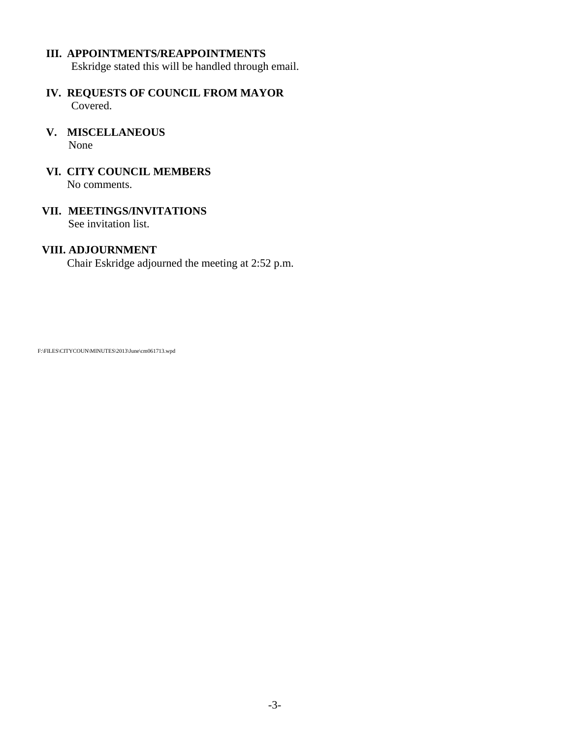**III. APPOINTMENTS/REAPPOINTMENTS**

Eskridge stated this will be handled through email.

**IV. REQUESTS OF COUNCIL FROM MAYOR**

Covered.

**V. MISCELLANEOUS**

None

**VI. CITY COUNCIL MEMBERS**

No comments.

**VII. MEETINGS/INVITATIONS**

See invitation list.

**VIII. ADJOURNMENT**

Chair Eskridge adjourned the meeting at 2:52 p.m.

F:\FILES\CITYCOUN\MINUTES\2013\June\cm061713.wpd